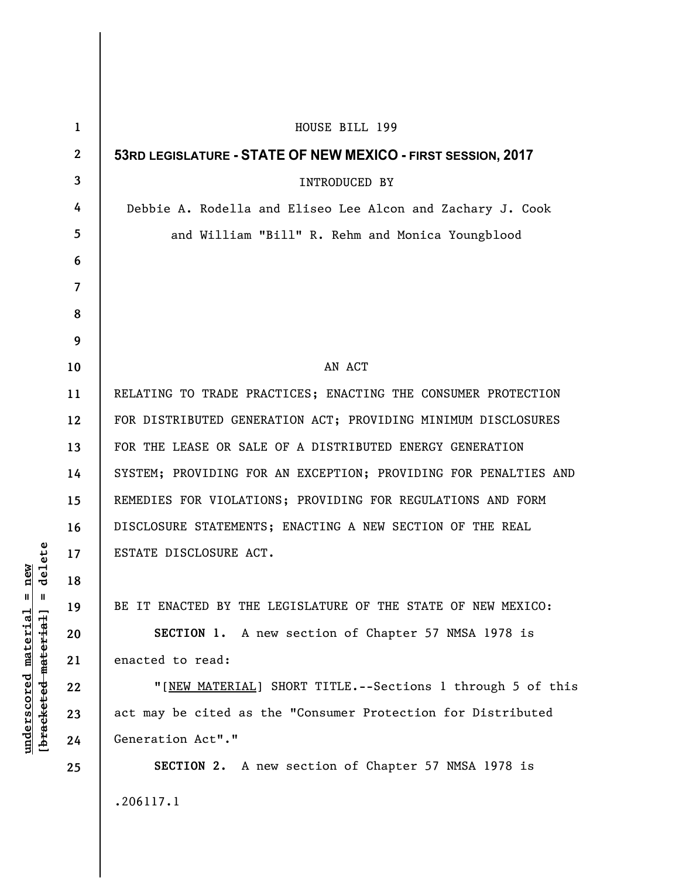HOUSE BILL 199

**53RD LEGISLATURE - STATE OF NEW MEXICO - FIRST SESSION, 2017**

INTRODUCED BY

Debbie A. Rodella and Eliseo Lee Alcon and Zachary J. Cook and William "Bill" R. Rehm and Monica Youngblood

AN ACT

RELATING TO TRADE PRACTICES; ENACTING THE CONSUMER PROTECTION FOR DISTRIBUTED GENERATION ACT; PROVIDING MINIMUM DISCLOSURES FOR THE LEASE OR SALE OF A DISTRIBUTED ENERGY GENERATION SYSTEM; PROVIDING FOR AN EXCEPTION; PROVIDING FOR PENALTIES AND REMEDIES FOR VIOLATIONS; PROVIDING FOR REGULATIONS AND FORM DISCLOSURE STATEMENTS; ENACTING A NEW SECTION OF THE REAL ESTATE DISCLOSURE ACT.

BE IT ENACTED BY THE LEGISLATURE OF THE STATE OF NEW MEXICO:

**SECTION 1.** A new section of Chapter 57 NMSA 1978 is enacted to read:

"[NEW MATERIAL] SHORT TITLE.--Sections 1 through 5 of this act may be cited as the "Consumer Protection for Distributed Generation Act"."

**SECTION 2.** A new section of Chapter 57 NMSA 1978 is

.206117.1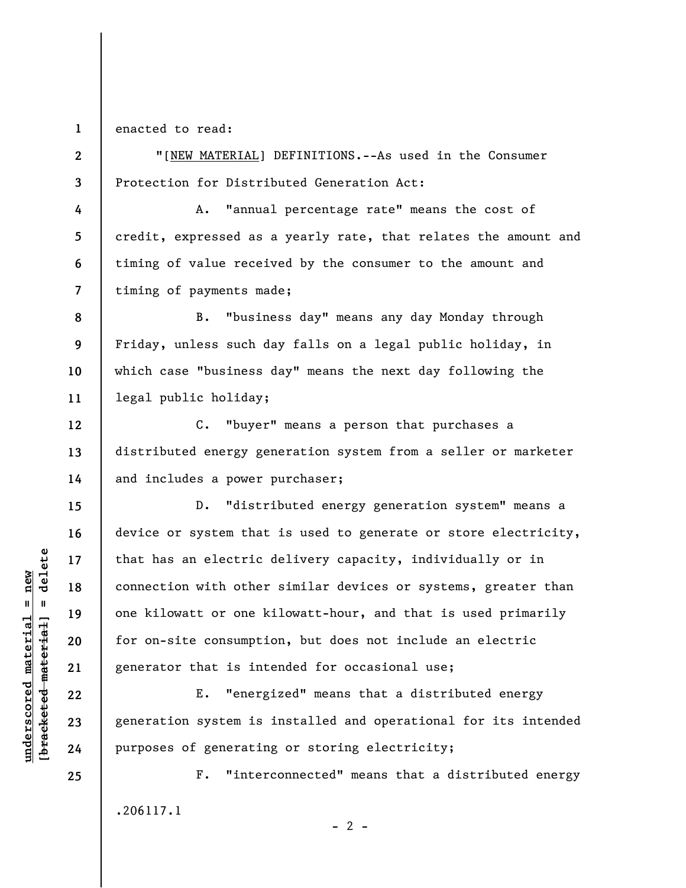enacted to read:

"[NEW MATERIAL] DEFINITIONS.--As used in the Consumer Protection for Distributed Generation Act:

A. "annual percentage rate" means the cost of credit, expressed as a yearly rate, that relates the amount and timing of value received by the consumer to the amount and timing of payments made;

B. "business day" means any day Monday through Friday, unless such day falls on a legal public holiday, in which case "business day" means the next day following the legal public holiday;

C. "buyer" means a person that purchases a distributed energy generation system from a seller or marketer and includes a power purchaser;

D. "distributed energy generation system" means a device or system that is used to generate or store electricity, that has an electric delivery capacity, individually or in connection with other similar devices or systems, greater than one kilowatt or one kilowatt-hour, and that is used primarily for on-site consumption, but does not include an electric generator that is intended for occasional use;

E. "energized" means that a distributed energy generation system is installed and operational for its intended purposes of generating or storing electricity;

F. "interconnected" means that a distributed energy

.206117.1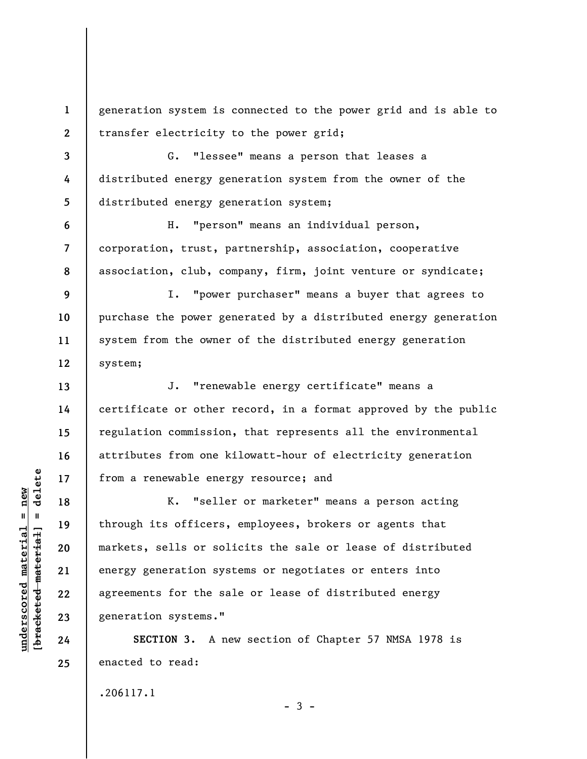generation system is connected to the power grid and is able to transfer electricity to the power grid;

G. "lessee" means a person that leases a distributed energy generation system from the owner of the distributed energy generation system;

H. "person" means an individual person, corporation, trust, partnership, association, cooperative association, club, company, firm, joint venture or syndicate;

I. "power purchaser" means a buyer that agrees to purchase the power generated by a distributed energy generation system from the owner of the distributed energy generation system;

J. "renewable energy certificate" means a certificate or other record, in a format approved by the public regulation commission, that represents all the environmental attributes from one kilowatt-hour of electricity generation from a renewable energy resource; and

K. "seller or marketer" means a person acting through its officers, employees, brokers or agents that markets, sells or solicits the sale or lease of distributed energy generation systems or negotiates or enters into agreements for the sale or lease of distributed energy generation systems."

**SECTION 3.** A new section of Chapter 57 NMSA 1978 is enacted to read:

.206117.1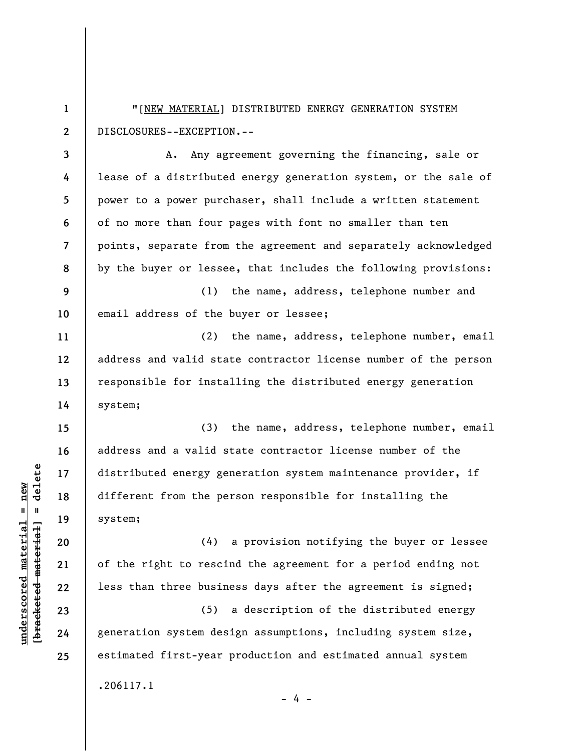"[<u>NEW MATERIAL</u>] DISTRIBUTED ENERGY GENERATION SYSTEM DISCLOSURES--EXCEPTION.--

A. Any agreement governing the financing, sale or lease of a distributed energy generation system, or the sale of power to a power purchaser, shall include a written statement of no more than four pages with font no smaller than ten points, separate from the agreement and separately acknowledged by the buyer or lessee, that includes the following provisions:

(1) the name, address, telephone number and email address of the buyer or lessee;

(2) the name, address, telephone number, email address and valid state contractor license number of the person responsible for installing the distributed energy generation system;

(3) the name, address, telephone number, email address and a valid state contractor license number of the distributed energy generation system maintenance provider, if different from the person responsible for installing the system;

(4) a provision notifying the buyer or lessee of the right to rescind the agreement for a period ending not less than three business days after the agreement is signed;

(5) a description of the distributed energy generation system design assumptions, including system size, estimated first-year production and estimated annual system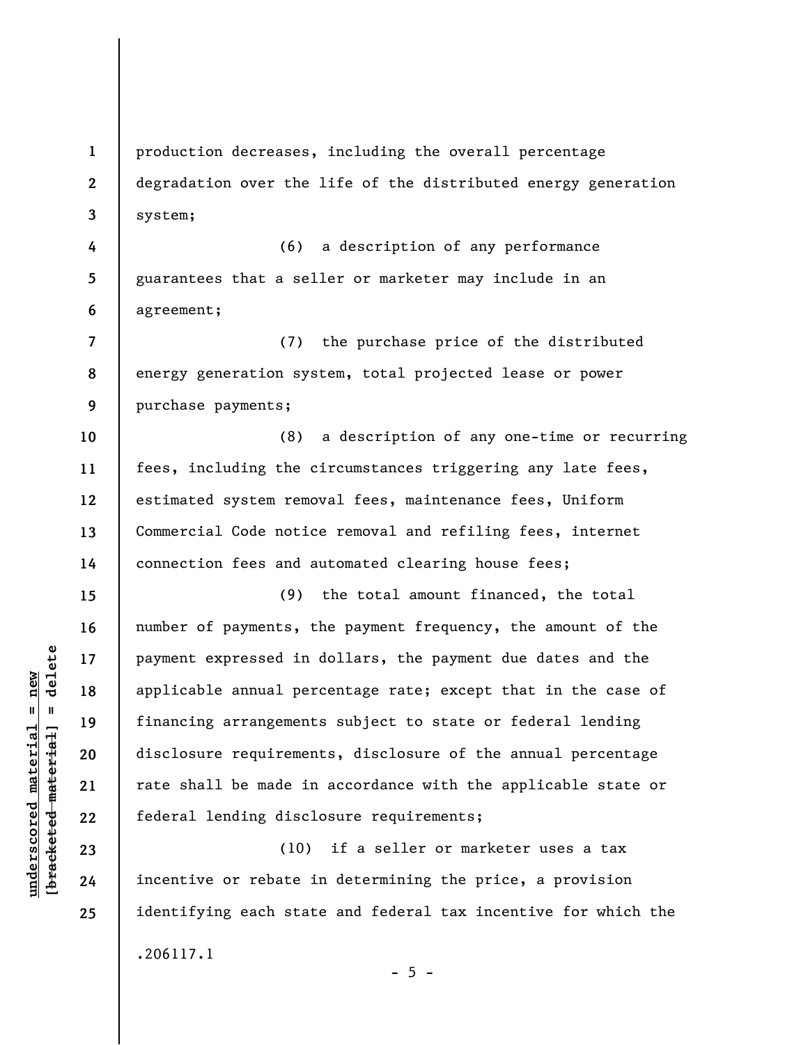production decreases, including the overall percentage degradation over the life of the distributed energy generation system;

(6) a description of any performance guarantees that a seller or marketer may include in an agreement;

(7) the purchase price of the distributed energy generation system, total projected lease or power purchase payments;

(8) a description of any one-time or recurring fees, including the circumstances triggering any late fees, estimated system removal fees, maintenance fees, Uniform Commercial Code notice removal and refiling fees, internet connection fees and automated clearing house fees;

(9) the total amount financed, the total number of payments, the payment frequency, the amount of the payment expressed in dollars, the payment due dates and the applicable annual percentage rate; except that in the case of financing arrangements subject to state or federal lending disclosure requirements, disclosure of the annual percentage rate shall be made in accordance with the applicable state or federal lending disclosure requirements;

(10) if a seller or marketer uses a tax incentive or rebate in determining the price, a provision identifying each state and federal tax incentive for which the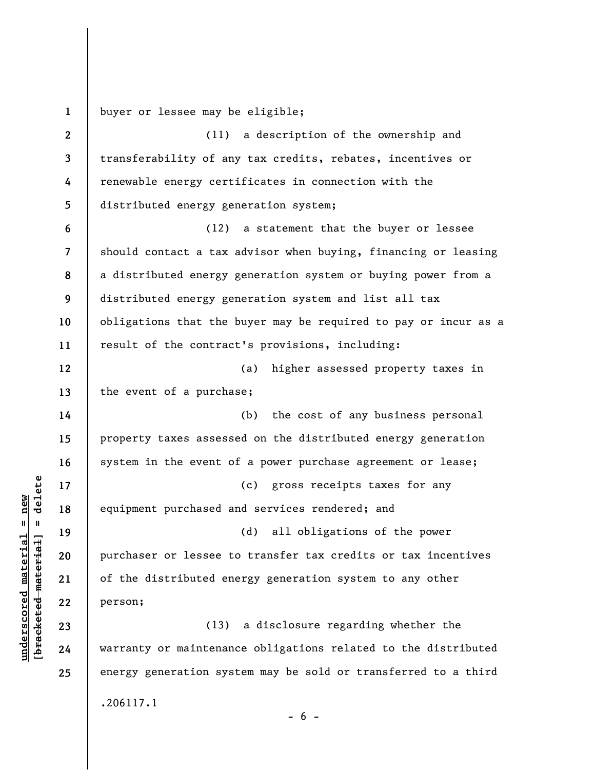buyer or lessee may be eligible;

(11) a description of the ownership and transferability of any tax credits, rebates, incentives or renewable energy certificates in connection with the distributed energy generation system;

(12) a statement that the buyer or lessee should contact a tax advisor when buying, financing or leasing a distributed energy generation system or buying power from a distributed energy generation system and list all tax obligations that the buyer may be required to pay or incur as a result of the contract's provisions, including:

(a) higher assessed property taxes in the event of a purchase;

(b) the cost of any business personal property taxes assessed on the distributed energy generation system in the event of a power purchase agreement or lease;

(c) gross receipts taxes for any equipment purchased and services rendered; and

(d) all obligations of the power purchaser or lessee to transfer tax credits or tax incentives of the distributed energy generation system to any other person;

(13) a disclosure regarding whether the warranty or maintenance obligations related to the distributed energy generation system may be sold or transferred to a third

.206117.1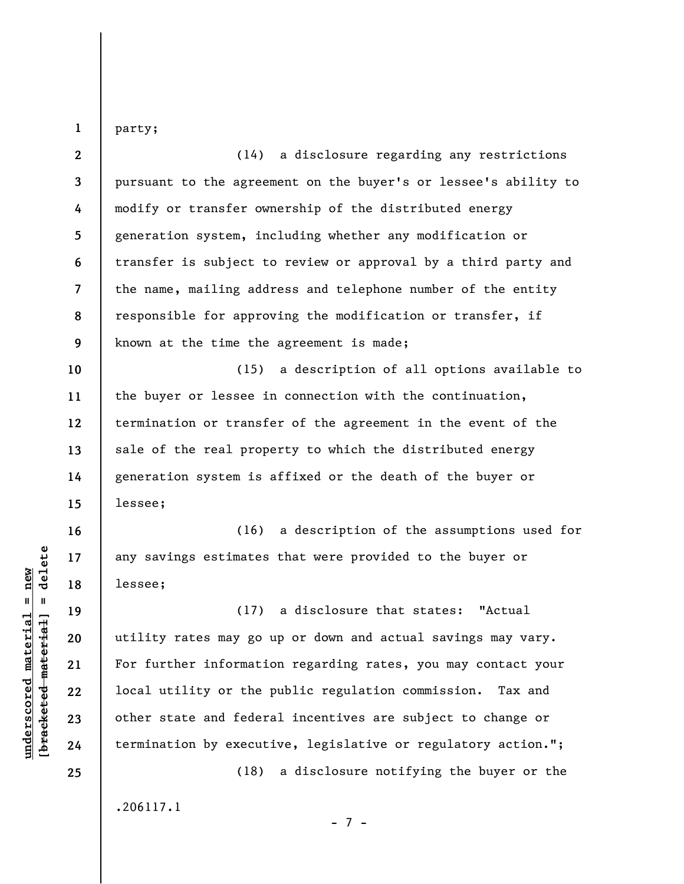party;

(14) a disclosure regarding any restrictions pursuant to the agreement on the buyer's or lessee's ability to modify or transfer ownership of the distributed energy generation system, including whether any modification or transfer is subject to review or approval by a third party and the name, mailing address and telephone number of the entity responsible for approving the modification or transfer, if known at the time the agreement is made;

(15) a description of all options available to the buyer or lessee in connection with the continuation, termination or transfer of the agreement in the event of the sale of the real property to which the distributed energy generation system is affixed or the death of the buyer or lessee;

(16) a description of the assumptions used for any savings estimates that were provided to the buyer or lessee;

(17) a disclosure that states: "Actual utility rates may go up or down and actual savings may vary. For further information regarding rates, you may contact your local utility or the public regulation commission. Tax and other state and federal incentives are subject to change or termination by executive, legislative or regulatory action.";

(18) a disclosure notifying the buyer or the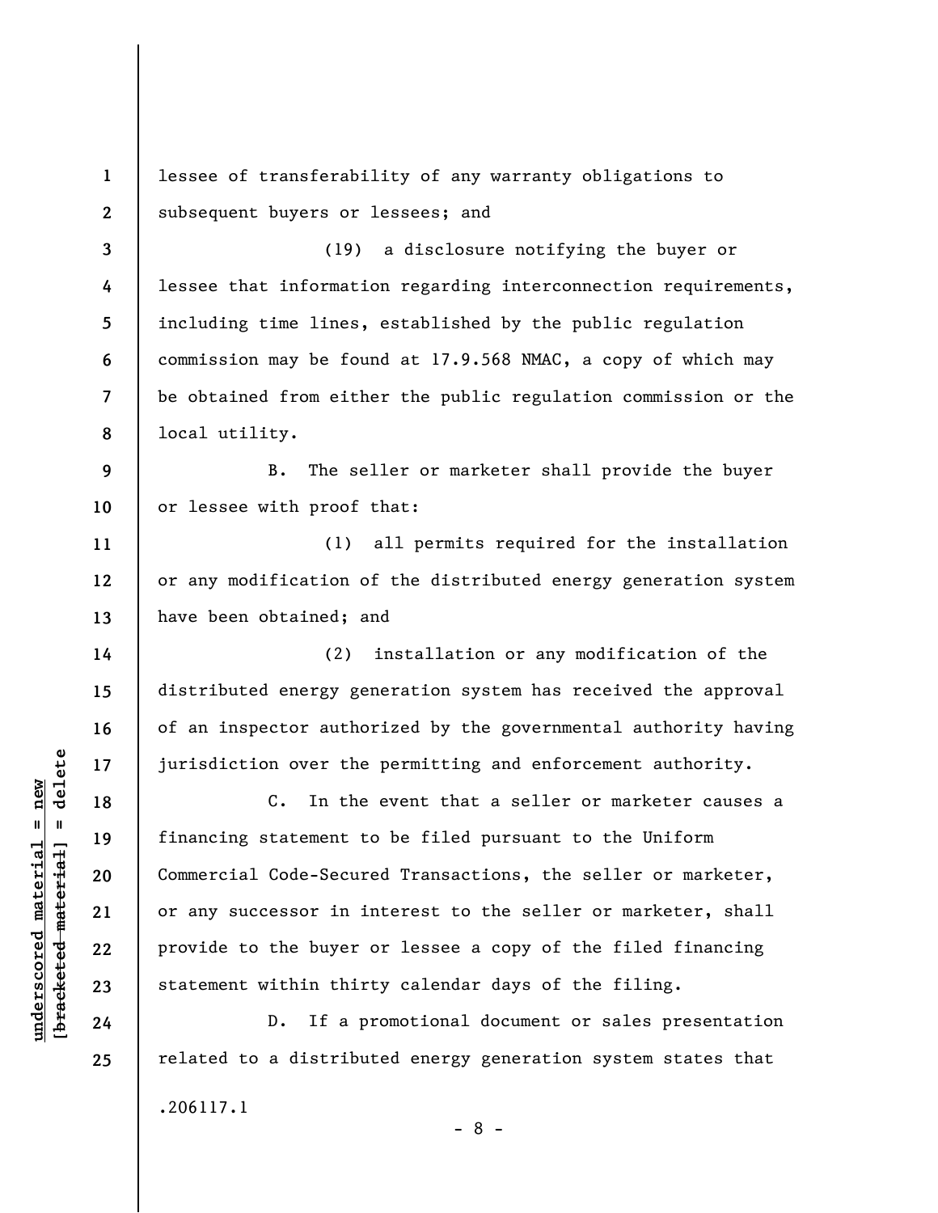lessee of transferability of any warranty obligations to subsequent buyers or lessees; and

(19) a disclosure notifying the buyer or lessee that information regarding interconnection requirements, including time lines, established by the public regulation commission may be found at 17.9.568 NMAC, a copy of which may be obtained from either the public regulation commission or the local utility.

B. The seller or marketer shall provide the buyer or lessee with proof that:

(1) all permits required for the installation or any modification of the distributed energy generation system have been obtained; and

(2) installation or any modification of the distributed energy generation system has received the approval of an inspector authorized by the governmental authority having jurisdiction over the permitting and enforcement authority.

C. In the event that a seller or marketer causes a financing statement to be filed pursuant to the Uniform Commercial Code-Secured Transactions, the seller or marketer, or any successor in interest to the seller or marketer, shall provide to the buyer or lessee a copy of the filed financing statement within thirty calendar days of the filing.

D. If a promotional document or sales presentation related to a distributed energy generation system states that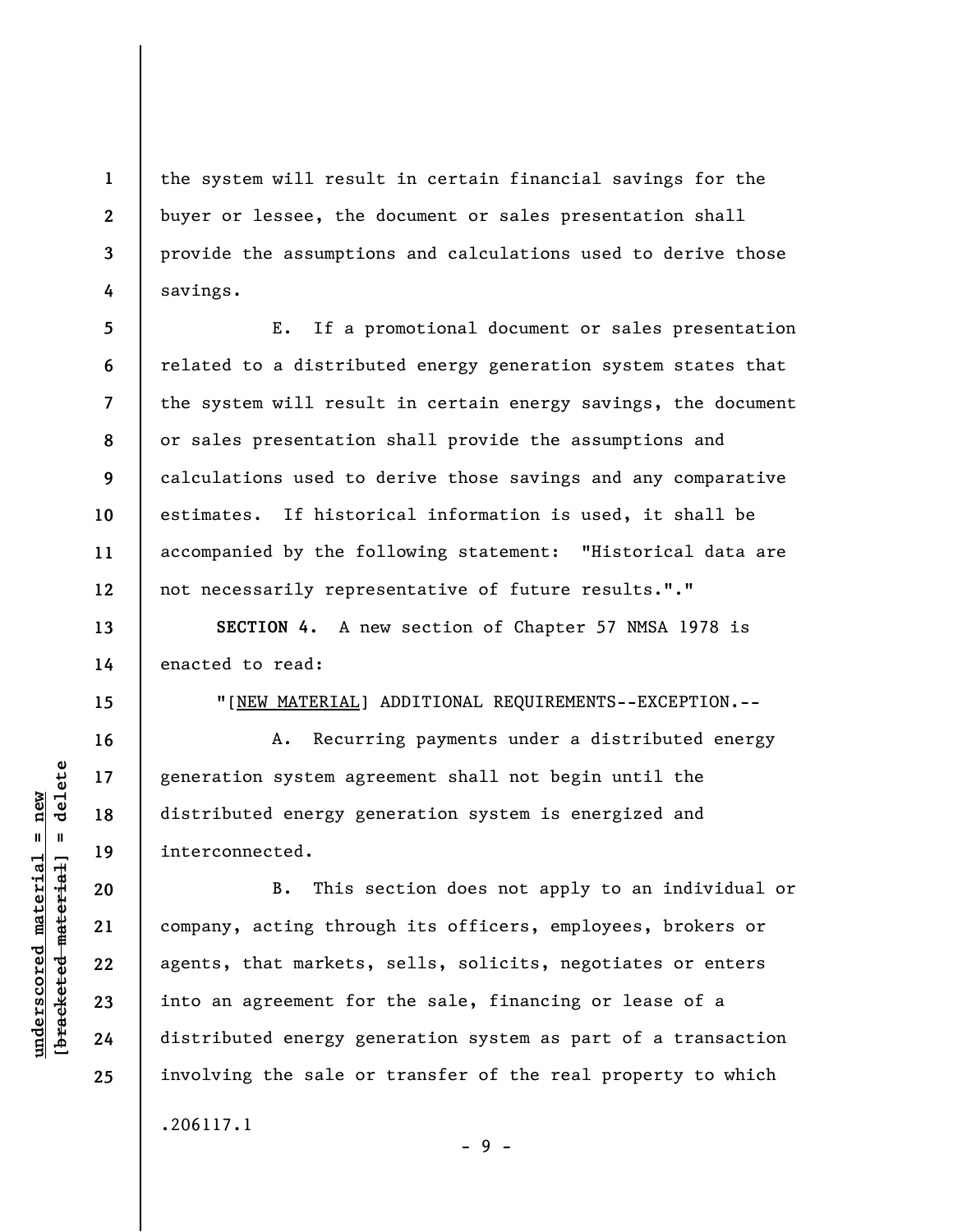the system will result in certain financial savings for the buyer or lessee, the document or sales presentation shall provide the assumptions and calculations used to derive those savings.

E. If a promotional document or sales presentation related to a distributed energy generation system states that the system will result in certain energy savings, the document or sales presentation shall provide the assumptions and calculations used to derive those savings and any comparative estimates. If historical information is used, it shall be accompanied by the following statement: "Historical data are not necessarily representative of future results."."

**SECTION 4.** A new section of Chapter 57 NMSA 1978 is enacted to read:

"[NEW MATERIAL] ADDITIONAL REQUIREMENTS--EXCEPTION.--

A. Recurring payments under a distributed energy generation system agreement shall not begin until the distributed energy generation system is energized and interconnected.

B. This section does not apply to an individual or company, acting through its officers, employees, brokers or agents, that markets, sells, solicits, negotiates or enters into an agreement for the sale, financing or lease of a distributed energy generation system as part of a transaction involving the sale or transfer of the real property to which

.206117.1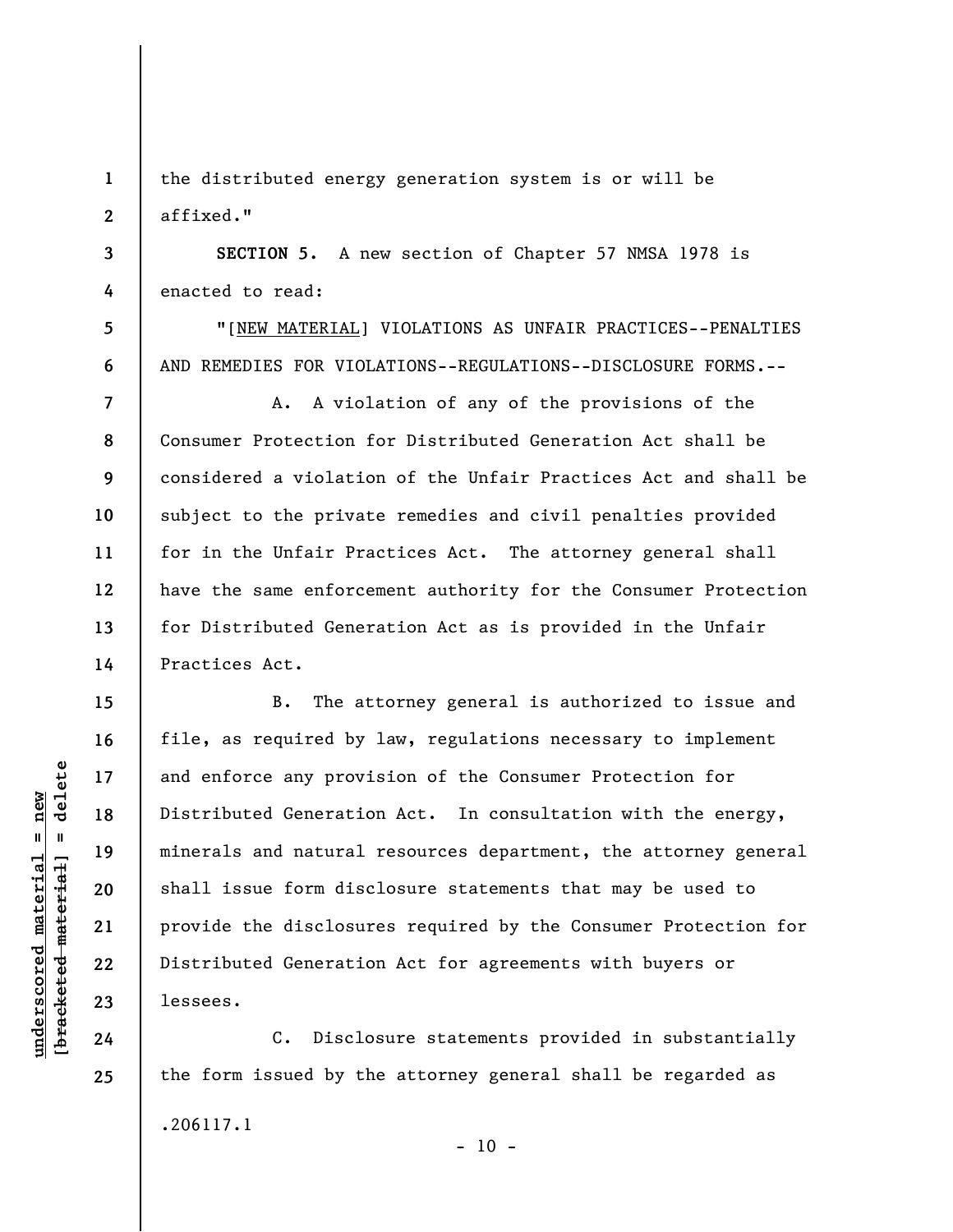the distributed energy generation system is or will be affixed."

**SECTION 5.** A new section of Chapter 57 NMSA 1978 is enacted to read:

"[NEW MATERIAL] VIOLATIONS AS UNFAIR PRACTICES--PENALTIES AND REMEDIES FOR VIOLATIONS--REGULATIONS--DISCLOSURE FORMS.--

A. A violation of any of the provisions of the Consumer Protection for Distributed Generation Act shall be considered a violation of the Unfair Practices Act and shall be subject to the private remedies and civil penalties provided for in the Unfair Practices Act. The attorney general shall have the same enforcement authority for the Consumer Protection for Distributed Generation Act as is provided in the Unfair Practices Act.

B. The attorney general is authorized to issue and file, as required by law, regulations necessary to implement and enforce any provision of the Consumer Protection for Distributed Generation Act. In consultation with the energy, minerals and natural resources department, the attorney general shall issue form disclosure statements that may be used to provide the disclosures required by the Consumer Protection for Distributed Generation Act for agreements with buyers or lessees.

C. Disclosure statements provided in substantially the form issued by the attorney general shall be regarded as

.206117.1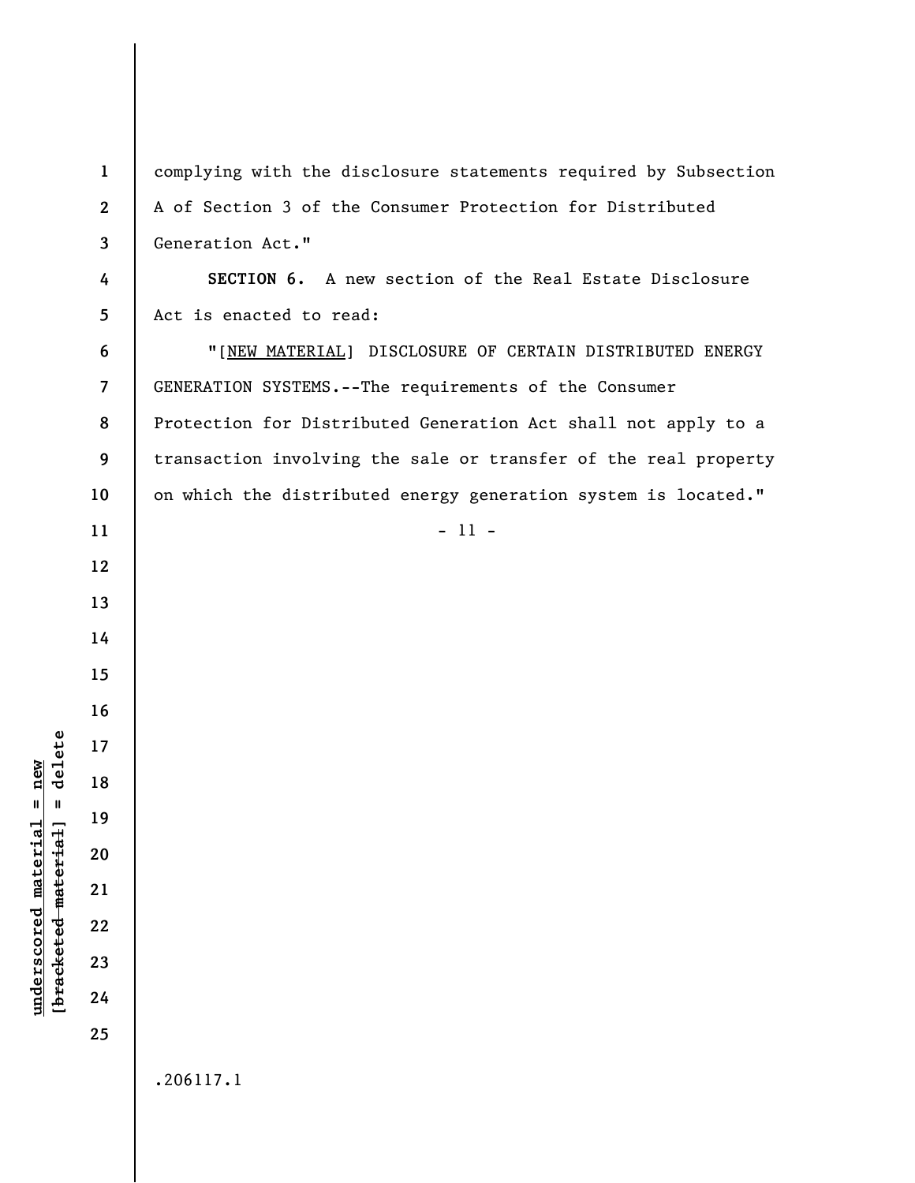complying with the disclosure statements required by Subsection A of Section 3 of the Consumer Protection for Distributed Generation Act."

**SECTION 6.** A new section of the Real Estate Disclosure Act is enacted to read:

"[NEW MATERIAL] DISCLOSURE OF CERTAIN DISTRIBUTED ENERGY GENERATION SYSTEMS.--The requirements of the Consumer Protection for Distributed Generation Act shall not apply to a transaction involving the sale or transfer of the real property on which the distributed energy generation system is located."

.206117.1